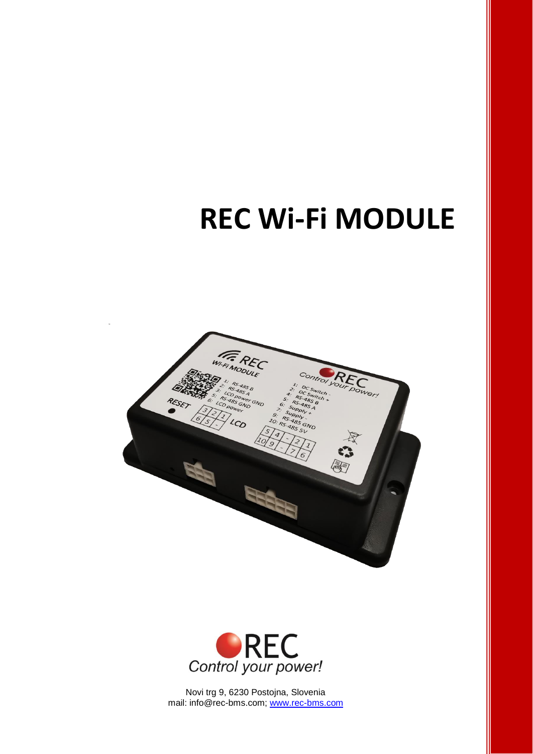# REC Wi-Fi MODULE

REC
Control your power!

Novi trg 9, 6230 Postojna, Slovenia
mail: info@rec-bms.com; www.rec-bms.com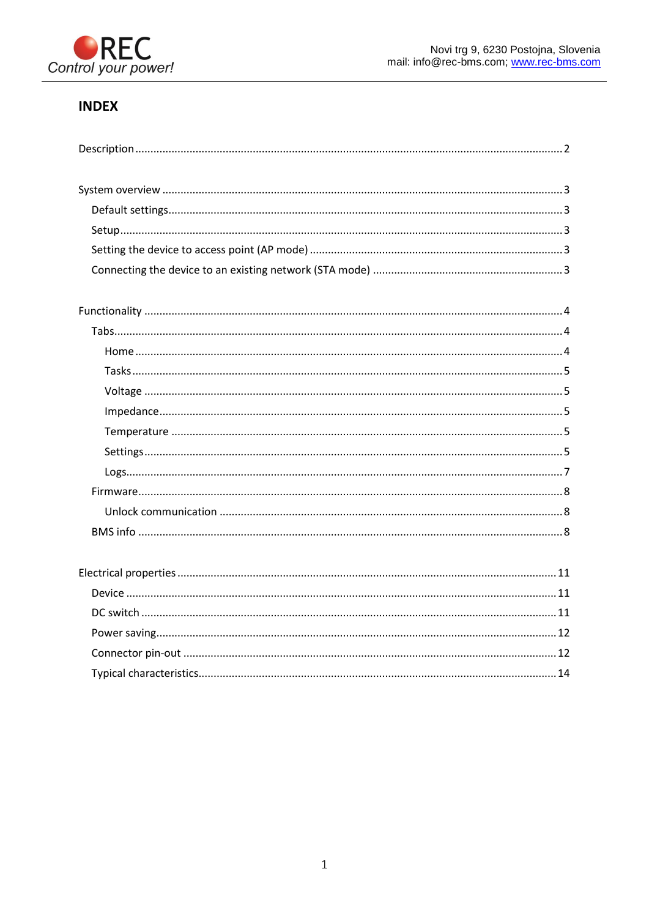# INDEX

Description ........................................................................................................................................ 2

System overview ................................................................................................................................ 3

- Default settings ................................................................................................................................ 3
- Setup ................................................................................................................................................ 3
- Setting the device to access point (AP mode) .................................................................................. 3
- Connecting the device to an existing network (STA mode) .............................................................. 3

Functionality ........................................................................................................................................ 4

- Tabs .................................................................................................................................................. 4
  - Home .......................................................................................................................................... 4
  - Tasks ........................................................................................................................................... 5
  - Voltage ........................................................................................................................................ 5
  - Impedance ................................................................................................................................... 5
  - Temperature ................................................................................................................................ 5
  - Settings ........................................................................................................................................ 5
  - Logs ............................................................................................................................................. 7
- Firmware ........................................................................................................................................... 8
  - Unlock communication ................................................................................................................ 8
- BMS info ........................................................................................................................................... 8

Electrical properties ............................................................................................................................ 11

- Device ............................................................................................................................................. 11
- DC switch ........................................................................................................................................ 11
- Power saving .................................................................................................................................... 12
- Connector pin-out ............................................................................................................................ 12
- Typical characteristics ...................................................................................................................... 14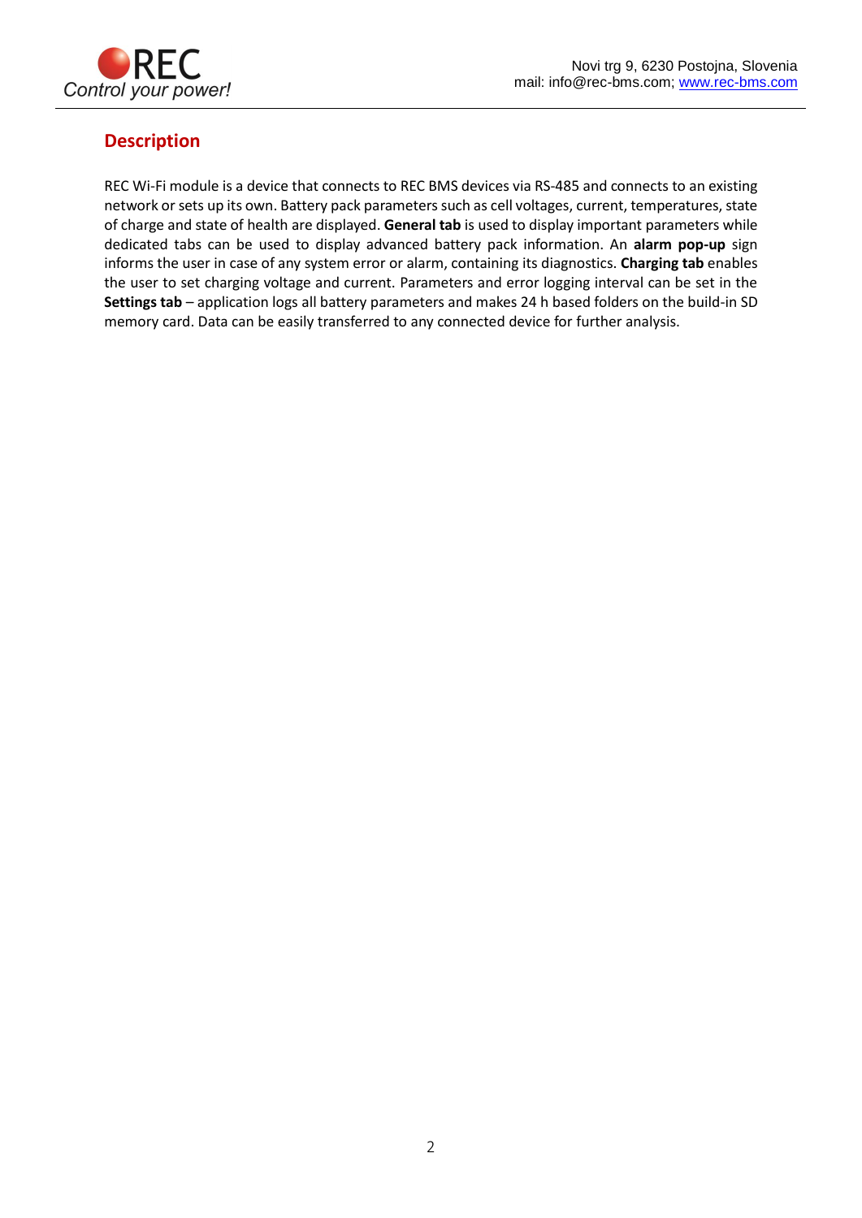## Description

REC Wi-Fi module is a device that connects to REC BMS devices via RS-485 and connects to an existing network or sets up its own. Battery pack parameters such as cell voltages, current, temperatures, state of charge and state of health are displayed. **General tab** is used to display important parameters while dedicated tabs can be used to display advanced battery pack information. An **alarm pop-up** sign informs the user in case of any system error or alarm, containing its diagnostics. **Charging tab** enables the user to set charging voltage and current. Parameters and error logging interval can be set in the **Settings tab** – application logs all battery parameters and makes 24 h based folders on the build-in SD memory card. Data can be easily transferred to any connected device for further analysis.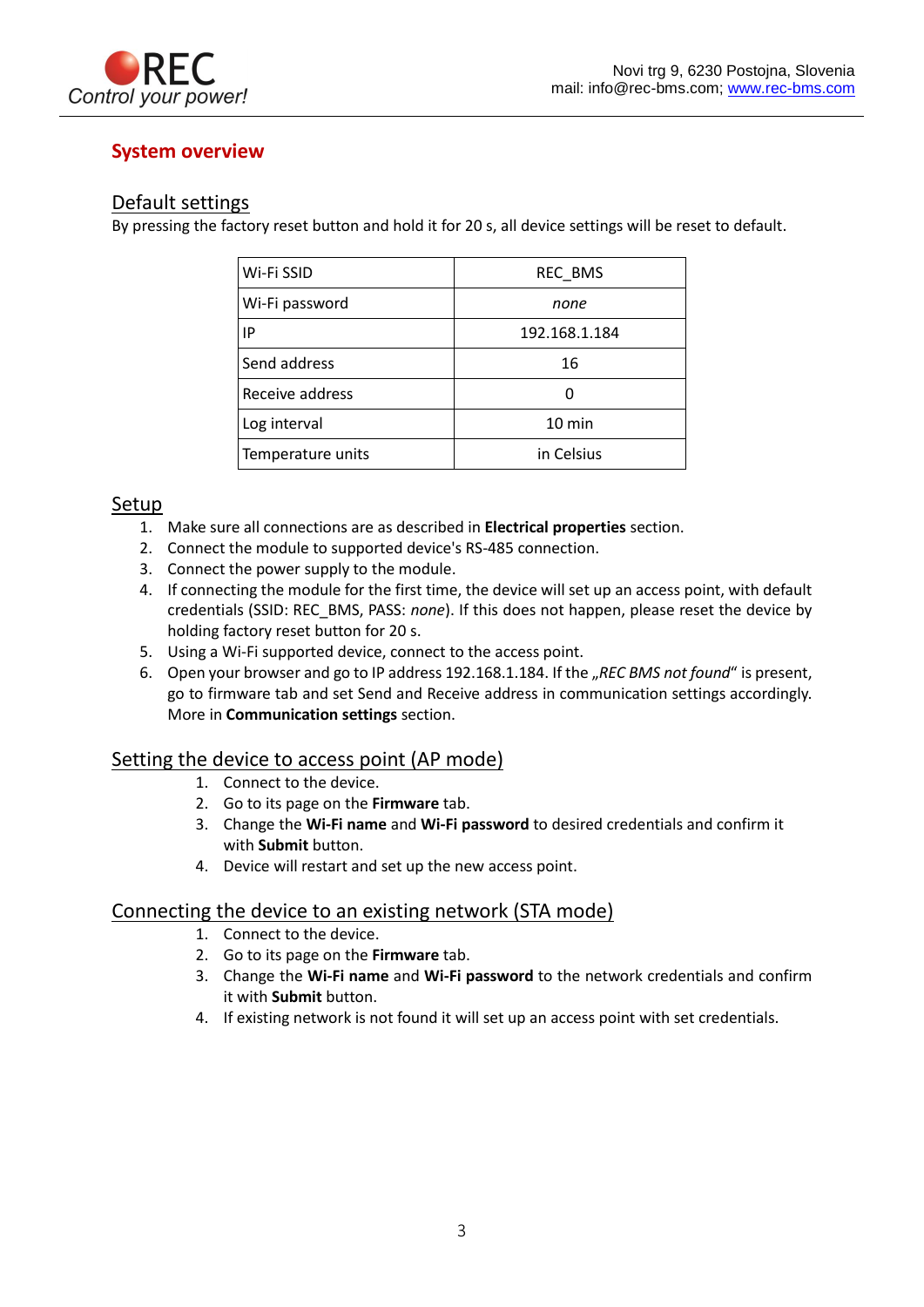## System overview

### Default settings

By pressing the factory reset button and hold it for 20 s, all device settings will be reset to default.

| Wi-Fi SSID | REC_BMS |
|---|---|
| Wi-Fi password | *none* |
| IP | 192.168.1.184 |
| Send address | 16 |
| Receive address | 0 |
| Log interval | 10 min |
| Temperature units | in Celsius |

### Setup

1. Make sure all connections are as described in **Electrical properties** section.
2. Connect the module to supported device's RS-485 connection.
3. Connect the power supply to the module.
4. If connecting the module for the first time, the device will set up an access point, with default credentials (SSID: REC_BMS, PASS: *none*). If this does not happen, please reset the device by holding factory reset button for 20 s.
5. Using a Wi-Fi supported device, connect to the access point.
6. Open your browser and go to IP address 192.168.1.184. If the „*REC BMS not found*“ is present, go to firmware tab and set Send and Receive address in communication settings accordingly. More in **Communication settings** section.

### Setting the device to access point (AP mode)

1. Connect to the device.
2. Go to its page on the **Firmware** tab.
3. Change the **Wi-Fi name** and **Wi-Fi password** to desired credentials and confirm it with **Submit** button.
4. Device will restart and set up the new access point.

### Connecting the device to an existing network (STA mode)

1. Connect to the device.
2. Go to its page on the **Firmware** tab.
3. Change the **Wi-Fi name** and **Wi-Fi password** to the network credentials and confirm it with **Submit** button.
4. If existing network is not found it will set up an access point with set credentials.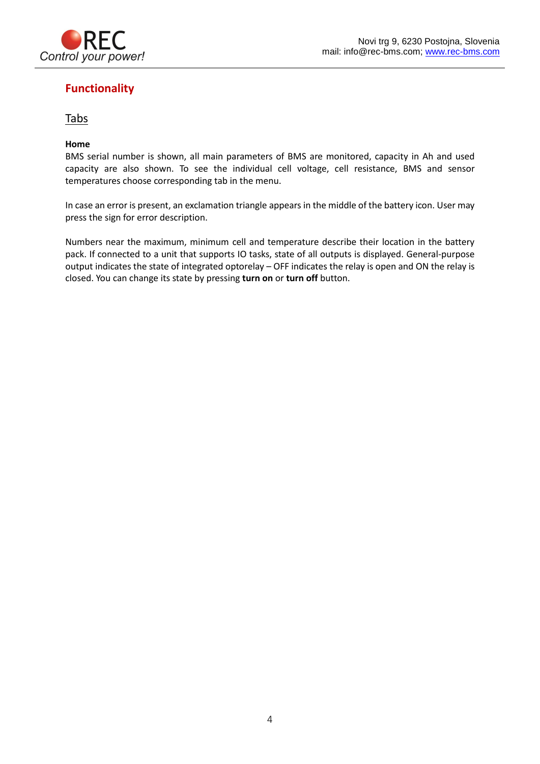# Functionality

## Tabs

**Home**

BMS serial number is shown, all main parameters of BMS are monitored, capacity in Ah and used capacity are also shown. To see the individual cell voltage, cell resistance, BMS and sensor temperatures choose corresponding tab in the menu.

In case an error is present, an exclamation triangle appears in the middle of the battery icon. User may press the sign for error description.

Numbers near the maximum, minimum cell and temperature describe their location in the battery pack. If connected to a unit that supports IO tasks, state of all outputs is displayed. General-purpose output indicates the state of integrated optorelay – OFF indicates the relay is open and ON the relay is closed. You can change its state by pressing **turn on** or **turn off** button.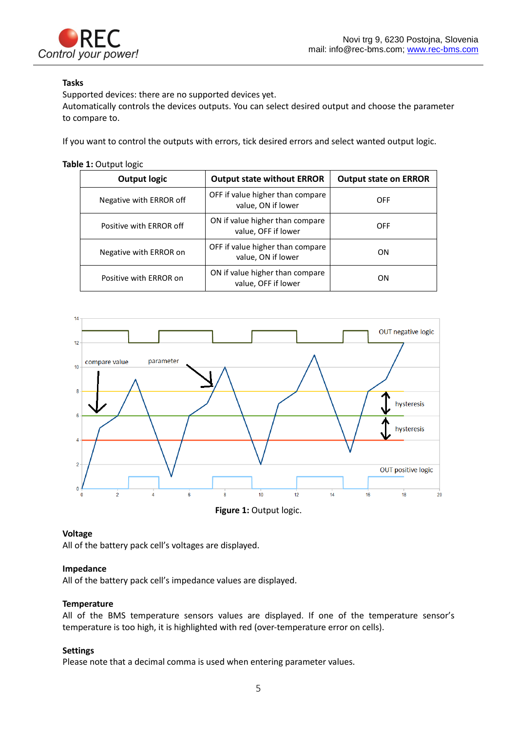**Tasks**

Supported devices: there are no supported devices yet.
Automatically controls the devices outputs. You can select desired output and choose the parameter to compare to.

If you want to control the outputs with errors, tick desired errors and select wanted output logic.

**Table 1:** Output logic

| Output logic | Output state without ERROR | Output state on ERROR |
|---|---|---|
| Negative with ERROR off | OFF if value higher than compare value, ON if lower | OFF |
| Positive with ERROR off | ON if value higher than compare value, OFF if lower | OFF |
| Negative with ERROR on | OFF if value higher than compare value, ON if lower | ON |
| Positive with ERROR on | ON if value higher than compare value, OFF if lower | ON |

**Figure 1:** Output logic.

**Voltage**

All of the battery pack cell's voltages are displayed.

**Impedance**

All of the battery pack cell's impedance values are displayed.

**Temperature**

All of the BMS temperature sensors values are displayed. If one of the temperature sensor's temperature is too high, it is highlighted with red (over-temperature error on cells).

**Settings**

Please note that a decimal comma is used when entering parameter values.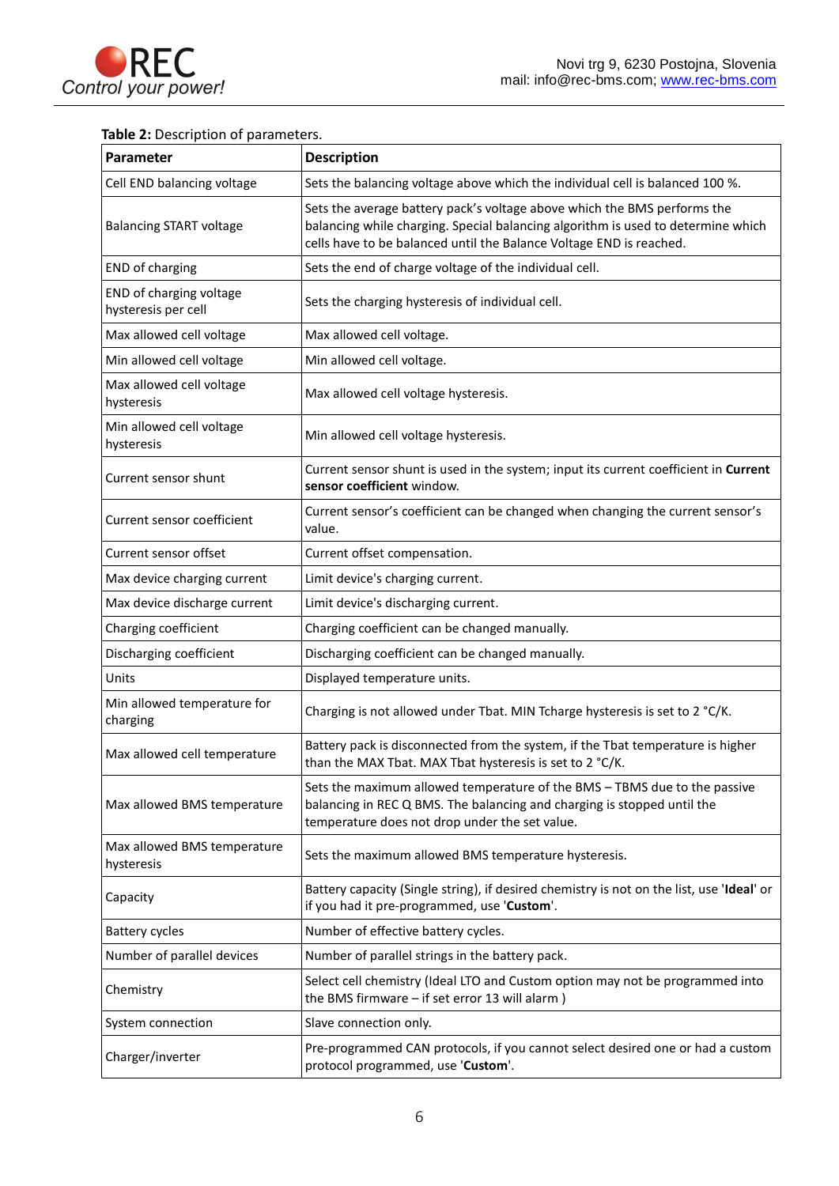**Table 2:** Description of parameters.

| Parameter | Description |
|---|---|
| Cell END balancing voltage | Sets the balancing voltage above which the individual cell is balanced 100 %. |
| Balancing START voltage | Sets the average battery pack's voltage above which the BMS performs the balancing while charging. Special balancing algorithm is used to determine which cells have to be balanced until the Balance Voltage END is reached. |
| END of charging | Sets the end of charge voltage of the individual cell. |
| END of charging voltage hysteresis per cell | Sets the charging hysteresis of individual cell. |
| Max allowed cell voltage | Max allowed cell voltage. |
| Min allowed cell voltage | Min allowed cell voltage. |
| Max allowed cell voltage hysteresis | Max allowed cell voltage hysteresis. |
| Min allowed cell voltage hysteresis | Min allowed cell voltage hysteresis. |
| Current sensor shunt | Current sensor shunt is used in the system; input its current coefficient in **Current sensor coefficient** window. |
| Current sensor coefficient | Current sensor's coefficient can be changed when changing the current sensor's value. |
| Current sensor offset | Current offset compensation. |
| Max device charging current | Limit device's charging current. |
| Max device discharge current | Limit device's discharging current. |
| Charging coefficient | Charging coefficient can be changed manually. |
| Discharging coefficient | Discharging coefficient can be changed manually. |
| Units | Displayed temperature units. |
| Min allowed temperature for charging | Charging is not allowed under Tbat. MIN Tcharge hysteresis is set to 2 °C/K. |
| Max allowed cell temperature | Battery pack is disconnected from the system, if the Tbat temperature is higher than the MAX Tbat. MAX Tbat hysteresis is set to 2 °C/K. |
| Max allowed BMS temperature | Sets the maximum allowed temperature of the BMS – TBMS due to the passive balancing in REC Q BMS. The balancing and charging is stopped until the temperature does not drop under the set value. |
| Max allowed BMS temperature hysteresis | Sets the maximum allowed BMS temperature hysteresis. |
| Capacity | Battery capacity (Single string), if desired chemistry is not on the list, use '**Ideal**' or if you had it pre-programmed, use '**Custom**'. |
| Battery cycles | Number of effective battery cycles. |
| Number of parallel devices | Number of parallel strings in the battery pack. |
| Chemistry | Select cell chemistry (Ideal LTO and Custom option may not be programmed into the BMS firmware – if set error 13 will alarm ) |
| System connection | Slave connection only. |
| Charger/inverter | Pre-programmed CAN protocols, if you cannot select desired one or had a custom protocol programmed, use '**Custom**'. |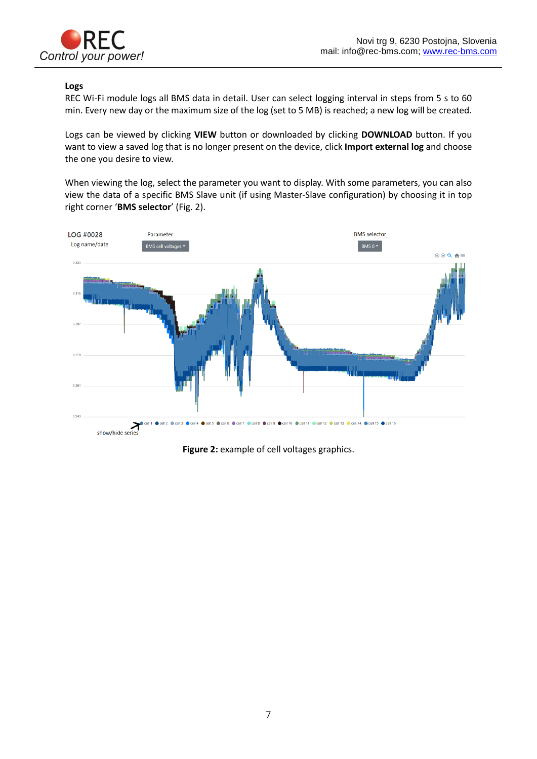## Logs

REC Wi-Fi module logs all BMS data in detail. User can select logging interval in steps from 5 s to 60 min. Every new day or the maximum size of the log (set to 5 MB) is reached; a new log will be created.

Logs can be viewed by clicking **VIEW** button or downloaded by clicking **DOWNLOAD** button. If you want to view a saved log that is no longer present on the device, click **Import external log** and choose the one you desire to view.

When viewing the log, select the parameter you want to display. With some parameters, you can also view the data of a specific BMS Slave unit (if using Master-Slave configuration) by choosing it in top right corner '**BMS selector**' (Fig. 2).

**Figure 2:** example of cell voltages graphics.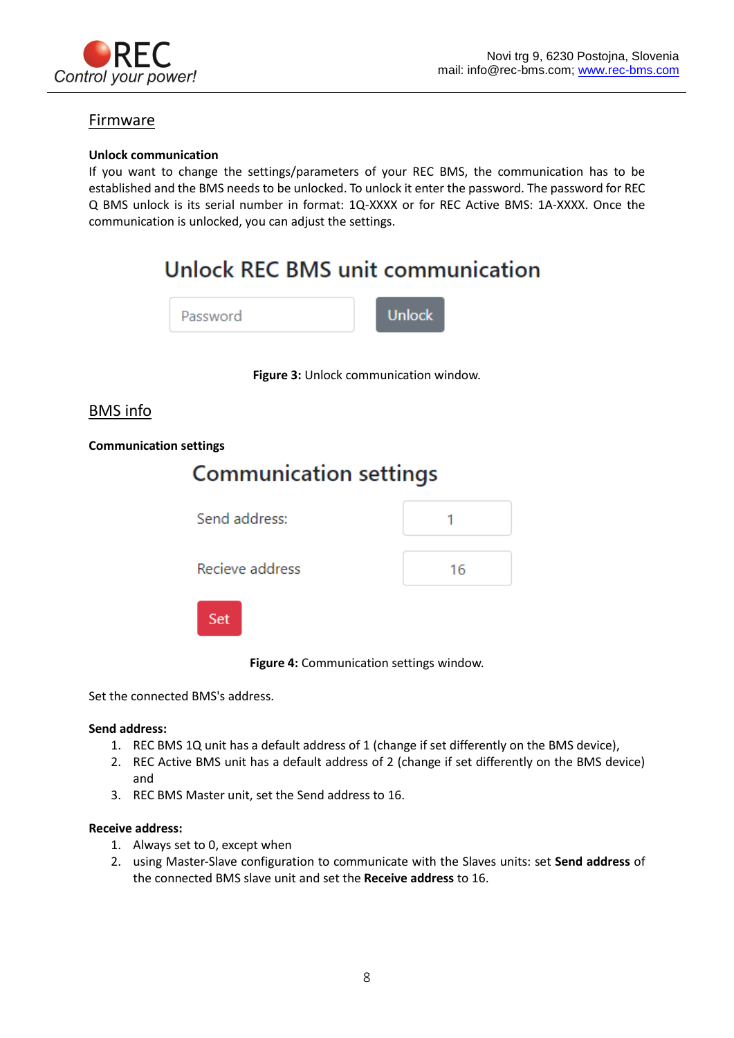## Firmware

**Unlock communication**

If you want to change the settings/parameters of your REC BMS, the communication has to be established and the BMS needs to be unlocked. To unlock it enter the password. The password for REC Q BMS unlock is its serial number in format: 1Q-XXXX or for REC Active BMS: 1A-XXXX. Once the communication is unlocked, you can adjust the settings.

Unlock REC BMS unit communication

Password | Unlock

**Figure 3:** Unlock communication window.

## BMS info

**Communication settings**

Communication settings

Send address: 1

Recieve address 16

Set

**Figure 4:** Communication settings window.

Set the connected BMS's address.

**Send address:**

1. REC BMS 1Q unit has a default address of 1 (change if set differently on the BMS device),
2. REC Active BMS unit has a default address of 2 (change if set differently on the BMS device) and
3. REC BMS Master unit, set the Send address to 16.

**Receive address:**

1. Always set to 0, except when
2. using Master-Slave configuration to communicate with the Slaves units: set **Send address** of the connected BMS slave unit and set the **Receive address** to 16.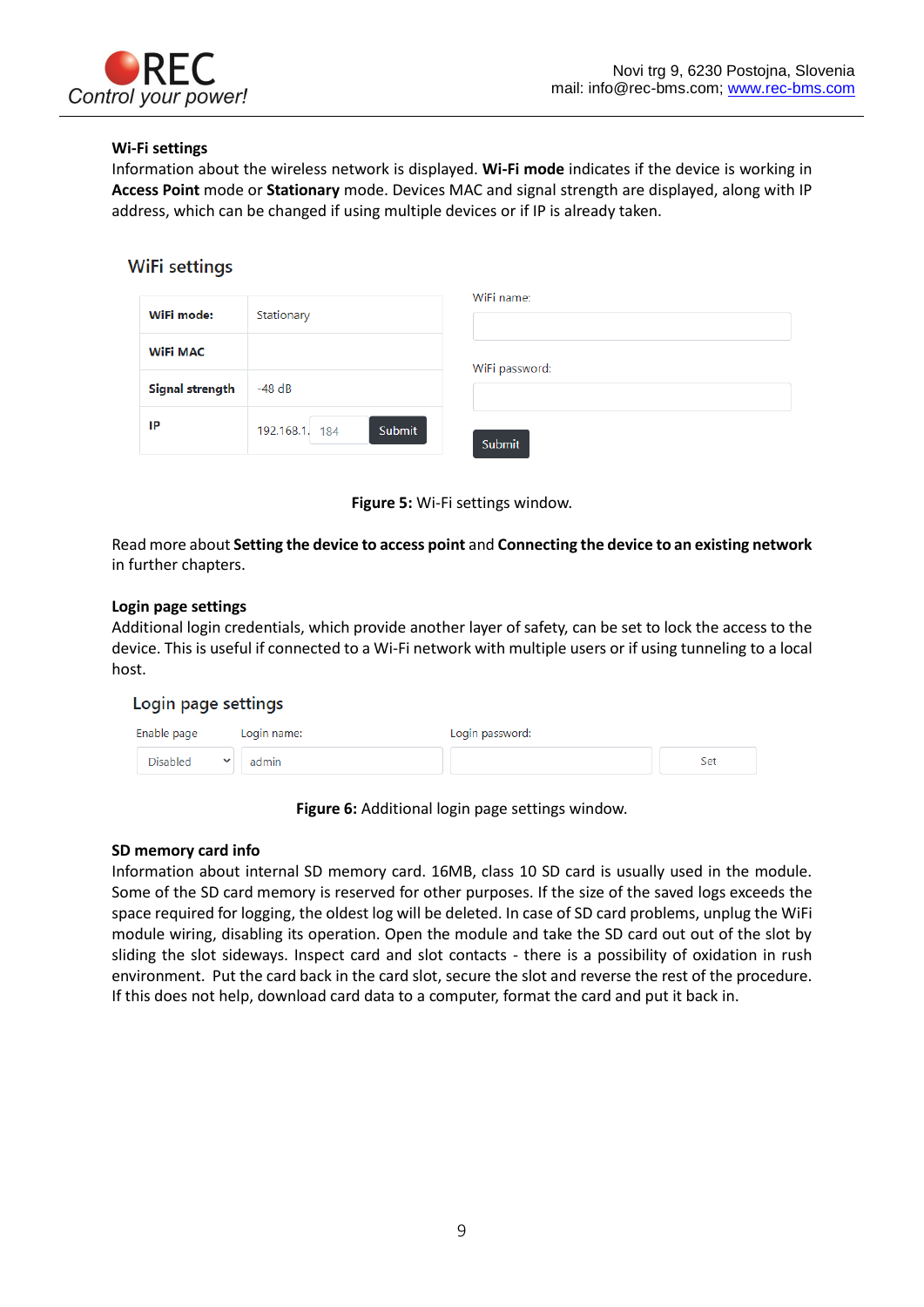**Wi-Fi settings**

Information about the wireless network is displayed. **Wi-Fi mode** indicates if the device is working in **Access Point** mode or **Stationary** mode. Devices MAC and signal strength are displayed, along with IP address, which can be changed if using multiple devices or if IP is already taken.

## WiFi settings

| | |
|---|---|
| **WiFi mode:** | Stationary |
| **WiFi MAC** | |
| **Signal strength** | -48 dB |
| **IP** | 192.168.1. 184 Submit |

WiFi name:

WiFi password:

Submit

**Figure 5:** Wi-Fi settings window.

Read more about **Setting the device to access point** and **Connecting the device to an existing network** in further chapters.

**Login page settings**

Additional login credentials, which provide another layer of safety, can be set to lock the access to the device. This is useful if connected to a Wi-Fi network with multiple users or if using tunneling to a local host.

## Login page settings

| Enable page | Login name: | Login password: | |
|---|---|---|---|
| Disabled | admin | | Set |

**Figure 6:** Additional login page settings window.

**SD memory card info**

Information about internal SD memory card. 16MB, class 10 SD card is usually used in the module. Some of the SD card memory is reserved for other purposes. If the size of the saved logs exceeds the space required for logging, the oldest log will be deleted. In case of SD card problems, unplug the WiFi module wiring, disabling its operation. Open the module and take the SD card out out of the slot by sliding the slot sideways. Inspect card and slot contacts - there is a possibility of oxidation in rush environment. Put the card back in the card slot, secure the slot and reverse the rest of the procedure. If this does not help, download card data to a computer, format the card and put it back in.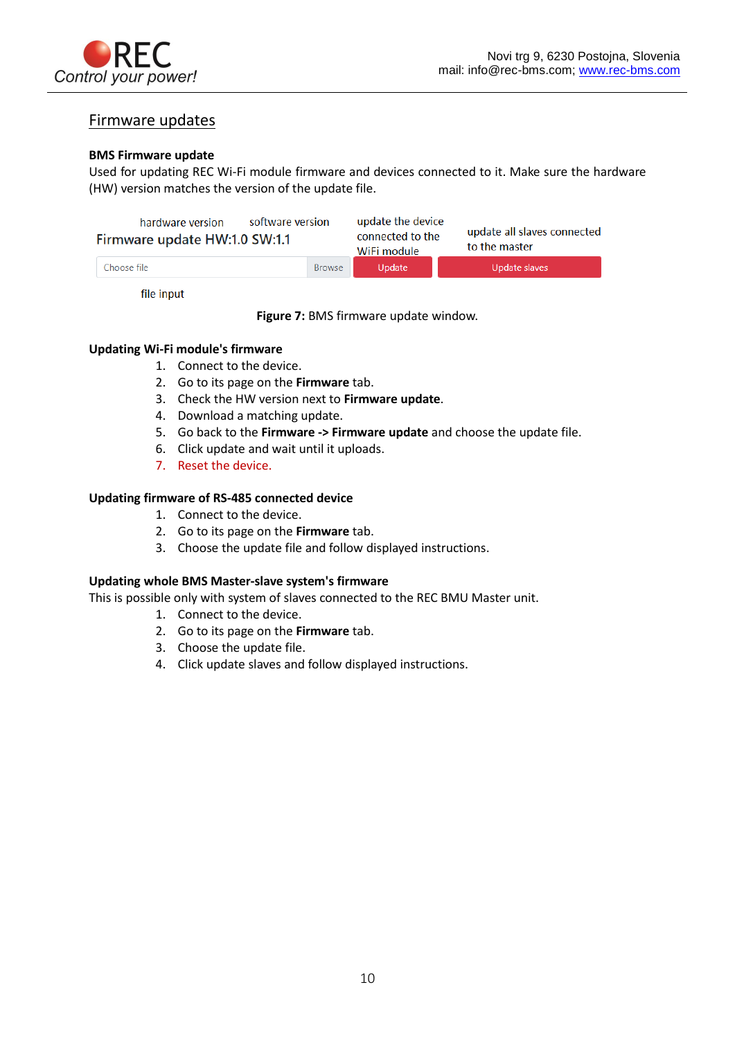## Firmware updates

**BMS Firmware update**

Used for updating REC Wi-Fi module firmware and devices connected to it. Make sure the hardware (HW) version matches the version of the update file.

hardware version    software version    update the device connected to the WiFi module    update all slaves connected to the master

Firmware update HW:1.0 SW:1.1

Choose file | Browse | Update | Update slaves

file input

**Figure 7:** BMS firmware update window.

**Updating Wi-Fi module's firmware**

1. Connect to the device.
2. Go to its page on the **Firmware** tab.
3. Check the HW version next to **Firmware update**.
4. Download a matching update.
5. Go back to the **Firmware -> Firmware update** and choose the update file.
6. Click update and wait until it uploads.
7. Reset the device.

**Updating firmware of RS-485 connected device**

1. Connect to the device.
2. Go to its page on the **Firmware** tab.
3. Choose the update file and follow displayed instructions.

**Updating whole BMS Master-slave system's firmware**

This is possible only with system of slaves connected to the REC BMU Master unit.

1. Connect to the device.
2. Go to its page on the **Firmware** tab.
3. Choose the update file.
4. Click update slaves and follow displayed instructions.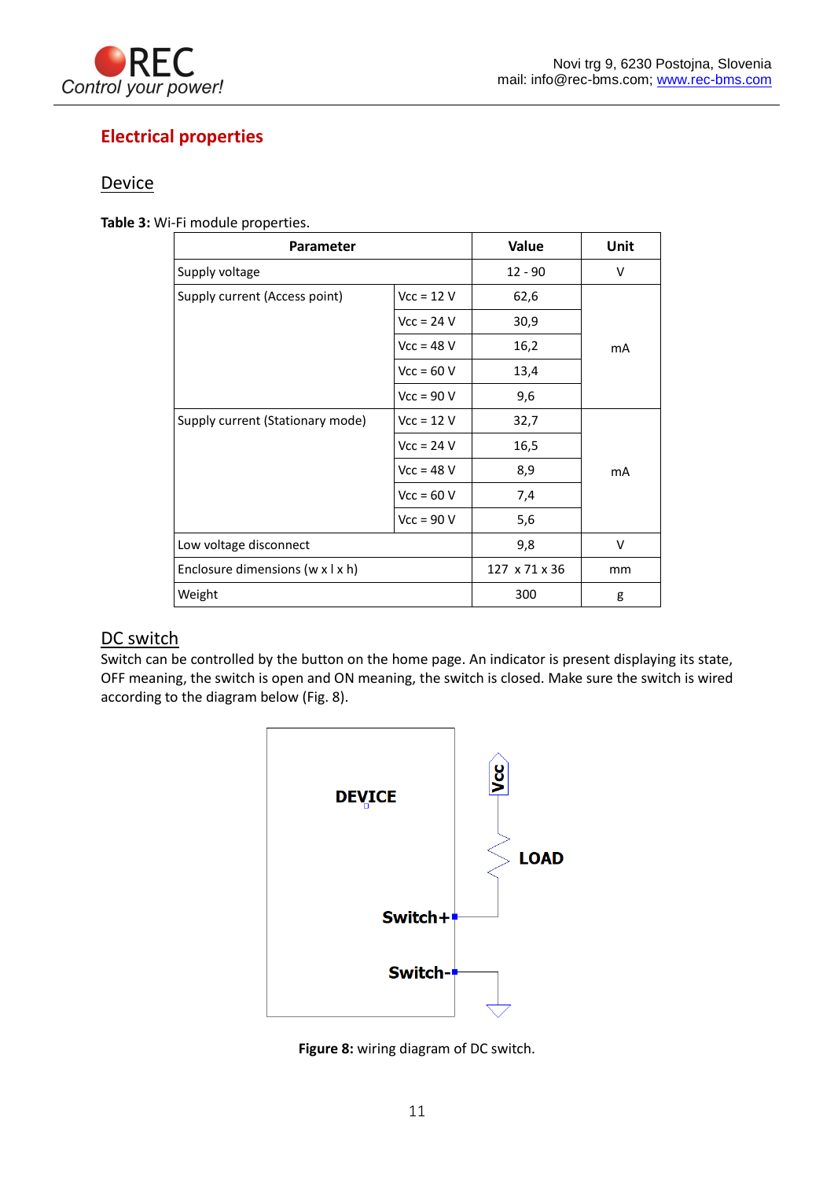## Electrical properties

### Device

**Table 3:** Wi-Fi module properties.

| Parameter | | Value | Unit |
|---|---|---|---|
| Supply voltage | | 12 - 90 | V |
| Supply current (Access point) | Vcc = 12 V | 62,6 | mA |
| | Vcc = 24 V | 30,9 | |
| | Vcc = 48 V | 16,2 | |
| | Vcc = 60 V | 13,4 | |
| | Vcc = 90 V | 9,6 | |
| Supply current (Stationary mode) | Vcc = 12 V | 32,7 | mA |
| | Vcc = 24 V | 16,5 | |
| | Vcc = 48 V | 8,9 | |
| | Vcc = 60 V | 7,4 | |
| | Vcc = 90 V | 5,6 | |
| Low voltage disconnect | | 9,8 | V |
| Enclosure dimensions (w x l x h) | | 127 x 71 x 36 | mm |
| Weight | | 300 | g |

### DC switch

Switch can be controlled by the button on the home page. An indicator is present displaying its state, OFF meaning, the switch is open and ON meaning, the switch is closed. Make sure the switch is wired according to the diagram below (Fig. 8).

DEVICE

Vcc

LOAD

Switch+

Switch-

**Figure 8:** wiring diagram of DC switch.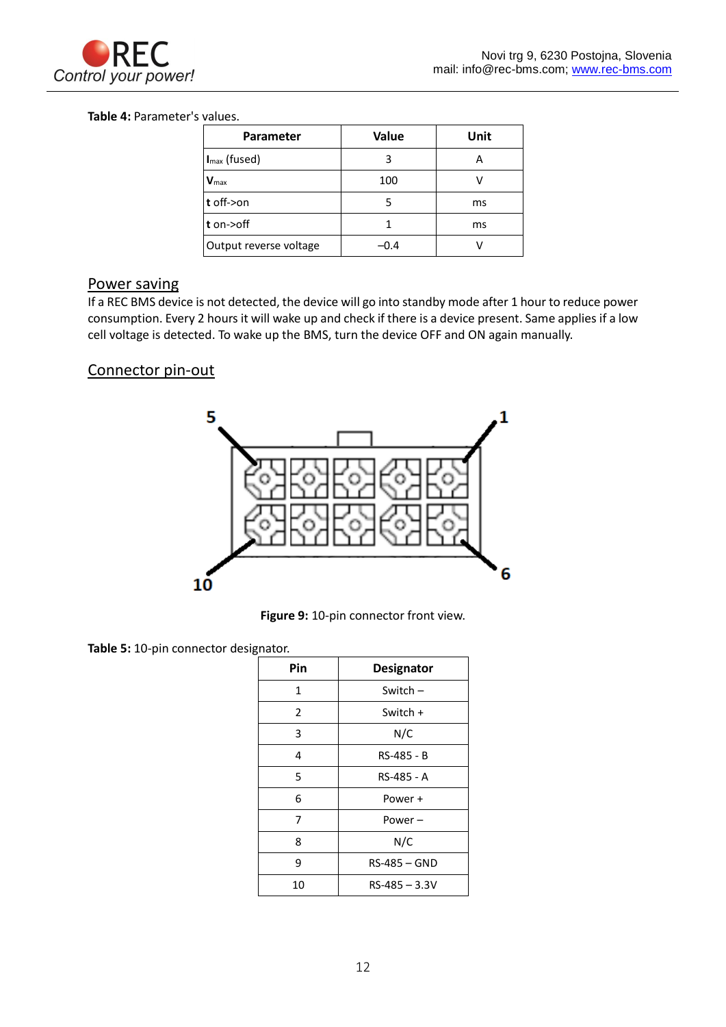**Table 4:** Parameter's values.

| Parameter | Value | Unit |
|---|---|---|
| $I_{max}$ (fused) | 3 | A |
| $V_{max}$ | 100 | V |
| **t** off->on | 5 | ms |
| **t** on->off | 1 | ms |
| Output reverse voltage | –0.4 | V |

## Power saving

If a REC BMS device is not detected, the device will go into standby mode after 1 hour to reduce power consumption. Every 2 hours it will wake up and check if there is a device present. Same applies if a low cell voltage is detected. To wake up the BMS, turn the device OFF and ON again manually.

## Connector pin-out

**Figure 9:** 10-pin connector front view.

**Table 5:** 10-pin connector designator.

| Pin | Designator |
|---|---|
| 1 | Switch – |
| 2 | Switch + |
| 3 | N/C |
| 4 | RS-485 - B |
| 5 | RS-485 - A |
| 6 | Power + |
| 7 | Power – |
| 8 | N/C |
| 9 | RS-485 – GND |
| 10 | RS-485 – 3.3V |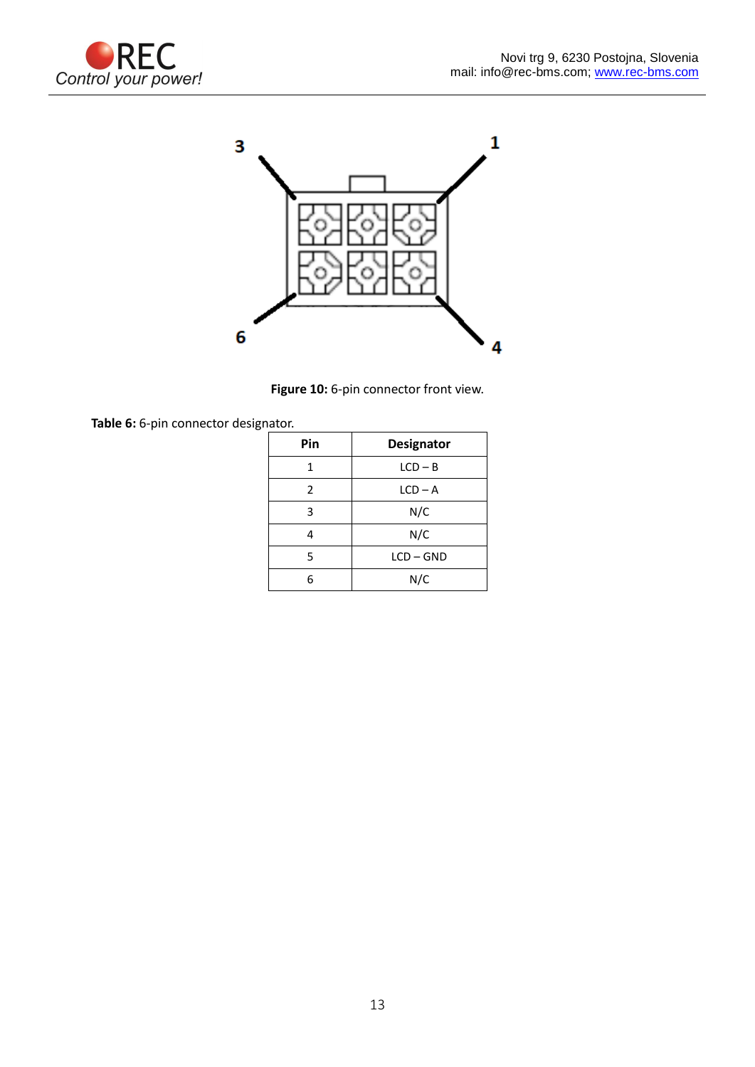**Figure 10:** 6-pin connector front view.

**Table 6:** 6-pin connector designator.

| Pin | Designator |
| --- | --- |
| 1 | LCD – B |
| 2 | LCD – A |
| 3 | N/C |
| 4 | N/C |
| 5 | LCD – GND |
| 6 | N/C |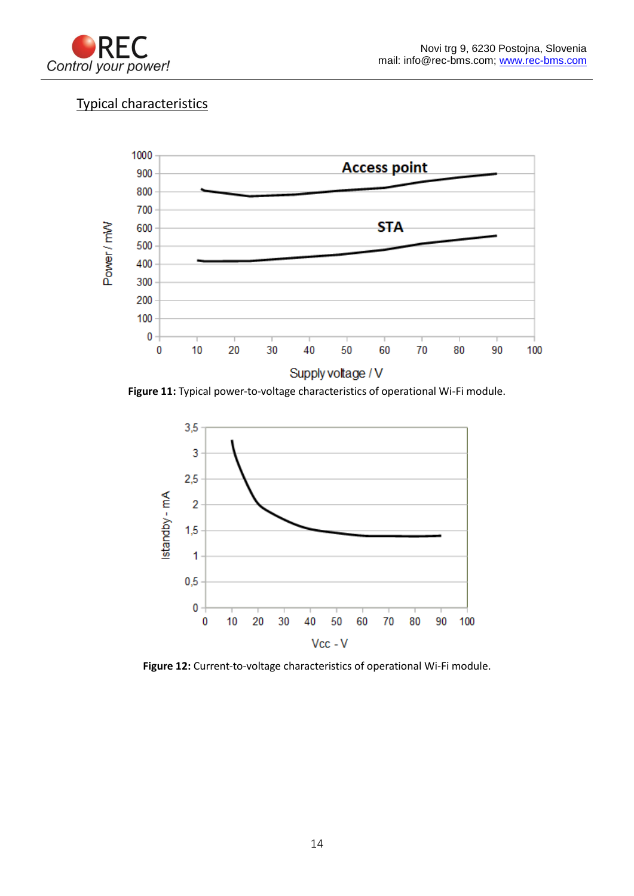## Typical characteristics

Access point

STA

1000
900
800
700
600
500
400
300
200
100
0

Power / mW

0 10 20 30 40 50 60 70 80 90 100

Supply voltage / V

**Figure 11:** Typical power-to-voltage characteristics of operational Wi-Fi module.

3,5
3
2,5
2
1,5
1
0,5
0

Istandby - mA

0 10 20 30 40 50 60 70 80 90 100

Vcc - V

**Figure 12:** Current-to-voltage characteristics of operational Wi-Fi module.